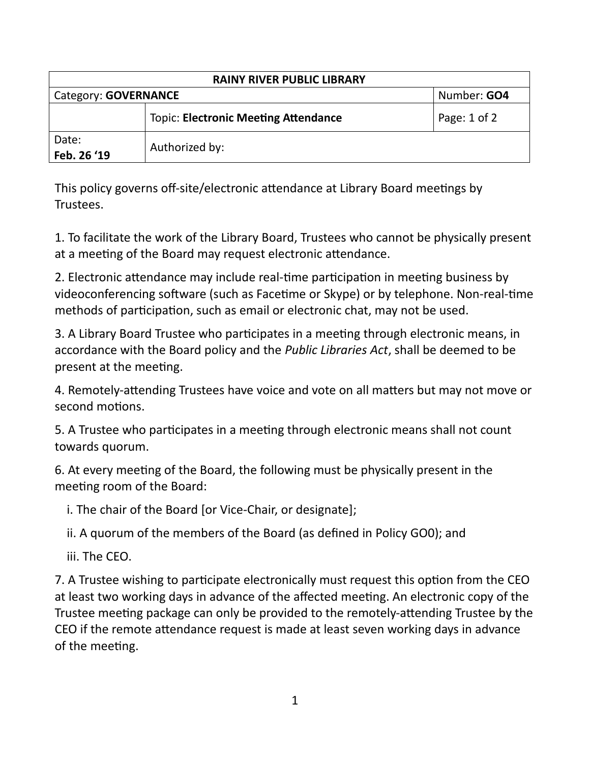| RAINY RIVER PUBLIC LIBRARY | | |
| --- | --- | --- |
| Category: **GOVERNANCE** | | Number: **GO4** |
| | Topic: **Electronic Meeting Attendance** | Page: 1 of 2 |
| Date: **Feb. 26 '19** | Authorized by: | |

This policy governs off-site/electronic attendance at Library Board meetings by Trustees.

1. To facilitate the work of the Library Board, Trustees who cannot be physically present at a meeting of the Board may request electronic attendance.

2. Electronic attendance may include real-time participation in meeting business by videoconferencing software (such as Facetime or Skype) or by telephone. Non-real-time methods of participation, such as email or electronic chat, may not be used.

3. A Library Board Trustee who participates in a meeting through electronic means, in accordance with the Board policy and the *Public Libraries Act*, shall be deemed to be present at the meeting.

4. Remotely-attending Trustees have voice and vote on all matters but may not move or second motions.

5. A Trustee who participates in a meeting through electronic means shall not count towards quorum.

6. At every meeting of the Board, the following must be physically present in the meeting room of the Board:

   i. The chair of the Board [or Vice-Chair, or designate];

   ii. A quorum of the members of the Board (as defined in Policy GO0); and

   iii. The CEO.

7. A Trustee wishing to participate electronically must request this option from the CEO at least two working days in advance of the affected meeting. An electronic copy of the Trustee meeting package can only be provided to the remotely-attending Trustee by the CEO if the remote attendance request is made at least seven working days in advance of the meeting.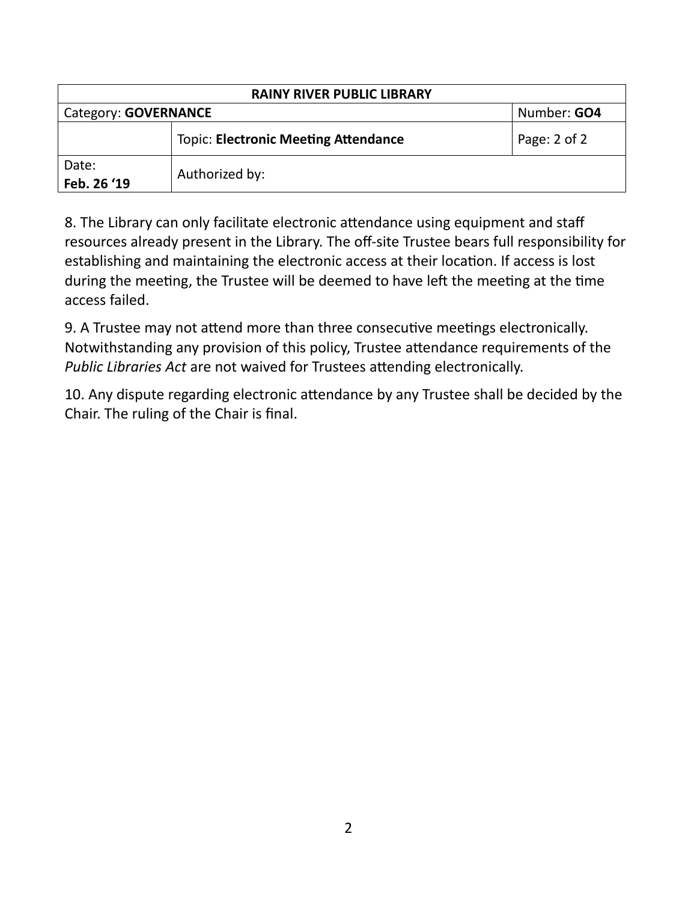| RAINY RIVER PUBLIC LIBRARY | | |
| --- | --- | --- |
| Category: **GOVERNANCE** | | Number: **GO4** |
| | Topic: **Electronic Meeting Attendance** | Page: 2 of 2 |
| Date: **Feb. 26 '19** | Authorized by: | |

8. The Library can only facilitate electronic attendance using equipment and staff resources already present in the Library. The off-site Trustee bears full responsibility for establishing and maintaining the electronic access at their location. If access is lost during the meeting, the Trustee will be deemed to have left the meeting at the time access failed.

9. A Trustee may not attend more than three consecutive meetings electronically. Notwithstanding any provision of this policy, Trustee attendance requirements of the *Public Libraries Act* are not waived for Trustees attending electronically.

10. Any dispute regarding electronic attendance by any Trustee shall be decided by the Chair. The ruling of the Chair is final.